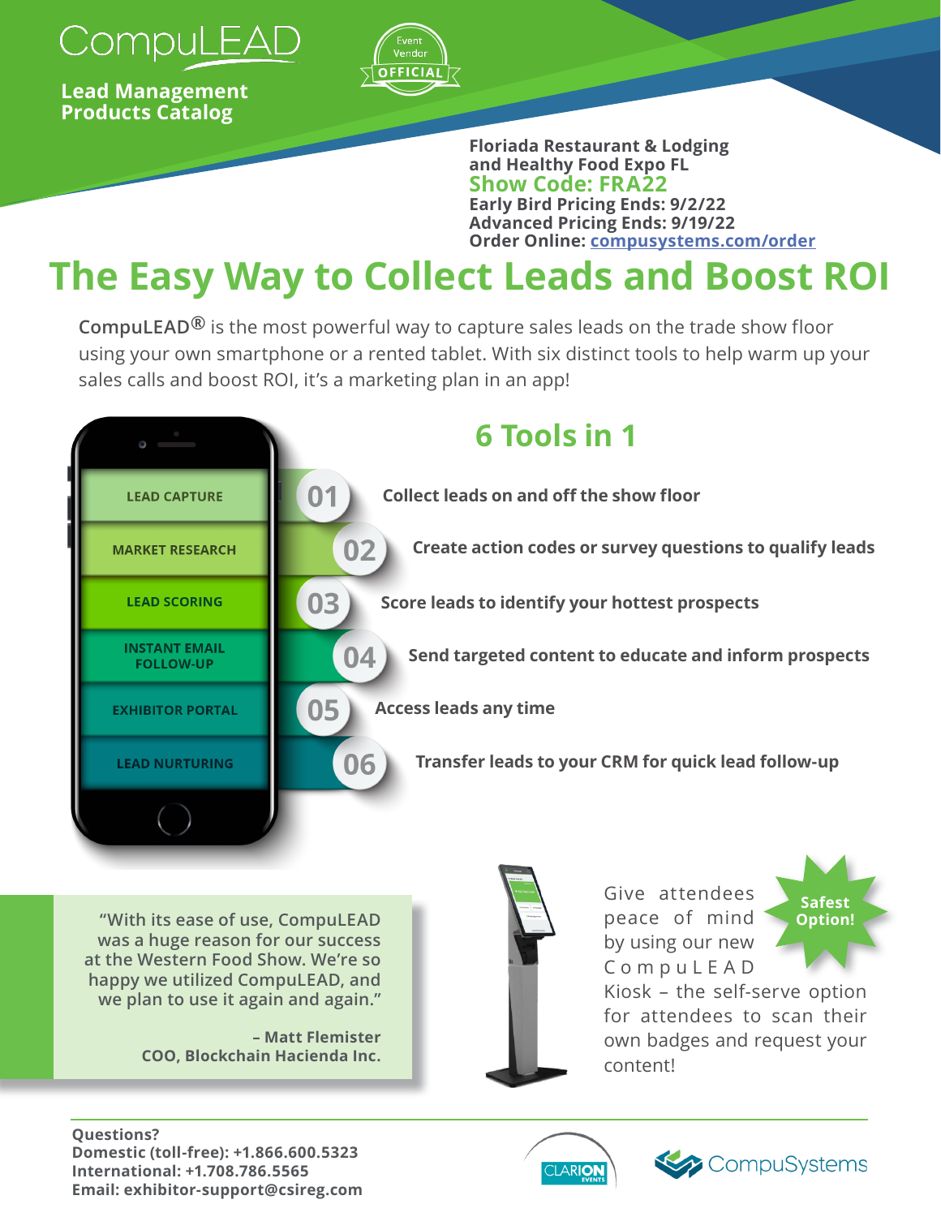# CompuLEAD

**Lead Management Products Catalog**

Event Vendor OFFICIAL

**Floriada Restaurant & Lodging and Healthy Food Expo FL**
**Show Code: FRA22**
**Early Bird Pricing Ends: 9/2/22**
**Advanced Pricing Ends: 9/19/22**
**Order Online: compusystems.com/order**

# The Easy Way to Collect Leads and Boost ROI

**CompuLEAD®** is the most powerful way to capture sales leads on the trade show floor using your own smartphone or a rented tablet. With six distinct tools to help warm up your sales calls and boost ROI, it's a marketing plan in an app!

## 6 Tools in 1

| # | Tool | Description |
|---|---|---|
| 01 | LEAD CAPTURE | Collect leads on and off the show floor |
| 02 | MARKET RESEARCH | Create action codes or survey questions to qualify leads |
| 03 | LEAD SCORING | Score leads to identify your hottest prospects |
| 04 | INSTANT EMAIL FOLLOW-UP | Send targeted content to educate and inform prospects |
| 05 | EXHIBITOR PORTAL | Access leads any time |
| 06 | LEAD NURTURING | Transfer leads to your CRM for quick lead follow-up |

"With its ease of use, CompuLEAD was a huge reason for our success at the Western Food Show. We're so happy we utilized CompuLEAD, and we plan to use it again and again."

**– Matt Flemister**
**COO, Blockchain Hacienda Inc.**

**Safest Option!**

Give attendees peace of mind by using our new CompuLEAD Kiosk – the self-serve option for attendees to scan their own badges and request your content!

**Questions?**
**Domestic (toll-free): +1.866.600.5323**
**International: +1.708.786.5565**
**Email: exhibitor-support@csireg.com**

CLARION EVENTS

CompuSystems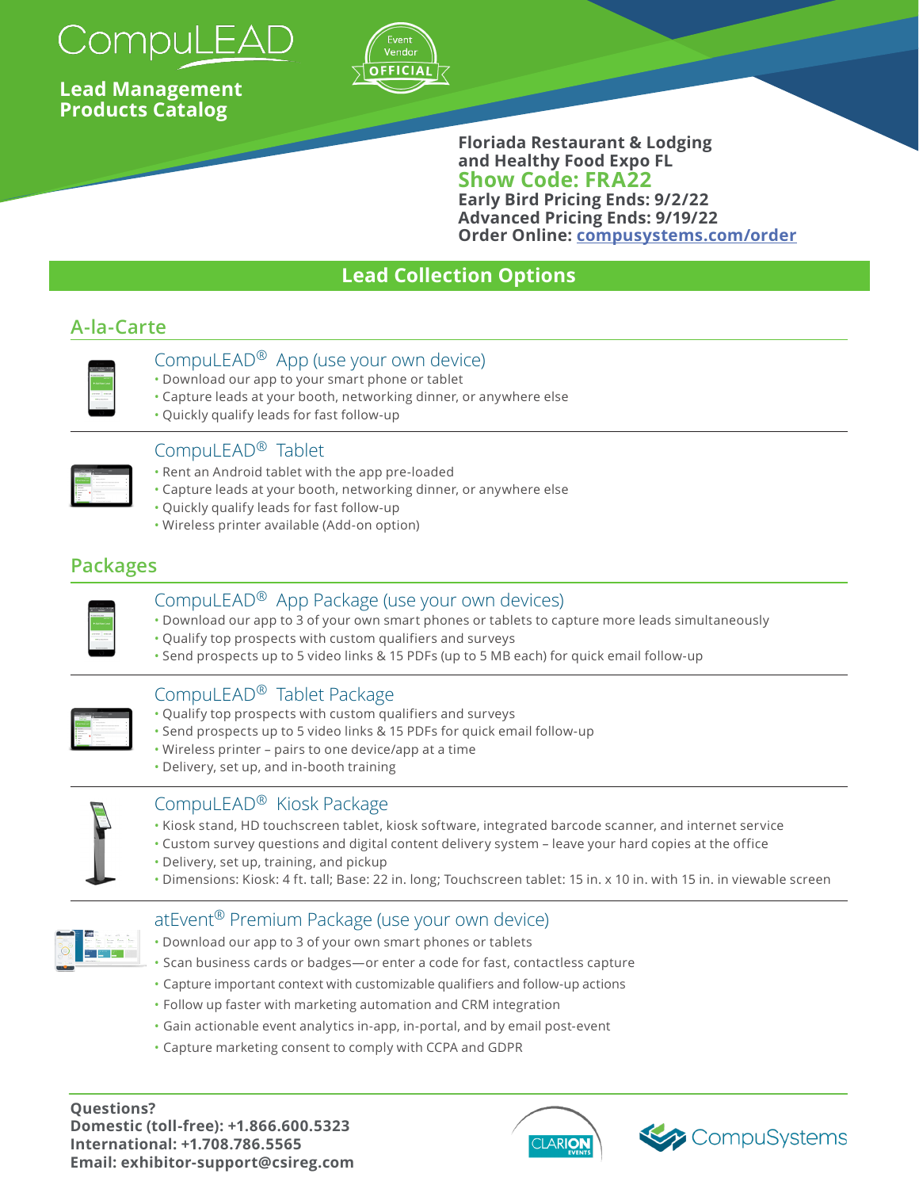# CompuLEAD

**Lead Management Products Catalog**

Event Vendor OFFICIAL

**Floriada Restaurant & Lodging and Healthy Food Expo FL**
**Show Code: FRA22**
**Early Bird Pricing Ends: 9/2/22**
**Advanced Pricing Ends: 9/19/22**
**Order Online: [compusystems.com/order](compusystems.com/order)**

## Lead Collection Options

### A-la-Carte

#### CompuLEAD® App (use your own device)

- Download our app to your smart phone or tablet
- Capture leads at your booth, networking dinner, or anywhere else
- Quickly qualify leads for fast follow-up

#### CompuLEAD® Tablet

- Rent an Android tablet with the app pre-loaded
- Capture leads at your booth, networking dinner, or anywhere else
- Quickly qualify leads for fast follow-up
- Wireless printer available (Add-on option)

### Packages

#### CompuLEAD® App Package (use your own devices)

- Download our app to 3 of your own smart phones or tablets to capture more leads simultaneously
- Qualify top prospects with custom qualifiers and surveys
- Send prospects up to 5 video links & 15 PDFs (up to 5 MB each) for quick email follow-up

#### CompuLEAD® Tablet Package

- Qualify top prospects with custom qualifiers and surveys
- Send prospects up to 5 video links & 15 PDFs for quick email follow-up
- Wireless printer – pairs to one device/app at a time
- Delivery, set up, and in-booth training

#### CompuLEAD® Kiosk Package

- Kiosk stand, HD touchscreen tablet, kiosk software, integrated barcode scanner, and internet service
- Custom survey questions and digital content delivery system – leave your hard copies at the office
- Delivery, set up, training, and pickup
- Dimensions: Kiosk: 4 ft. tall; Base: 22 in. long; Touchscreen tablet: 15 in. x 10 in. with 15 in. in viewable screen

#### atEvent® Premium Package (use your own device)

- Download our app to 3 of your own smart phones or tablets
- Scan business cards or badges—or enter a code for fast, contactless capture
- Capture important context with customizable qualifiers and follow-up actions
- Follow up faster with marketing automation and CRM integration
- Gain actionable event analytics in-app, in-portal, and by email post-event
- Capture marketing consent to comply with CCPA and GDPR

**Questions?**
**Domestic (toll-free): +1.866.600.5323**
**International: +1.708.786.5565**
**Email: exhibitor-support@csireg.com**

CLARION EVENTS

CompuSystems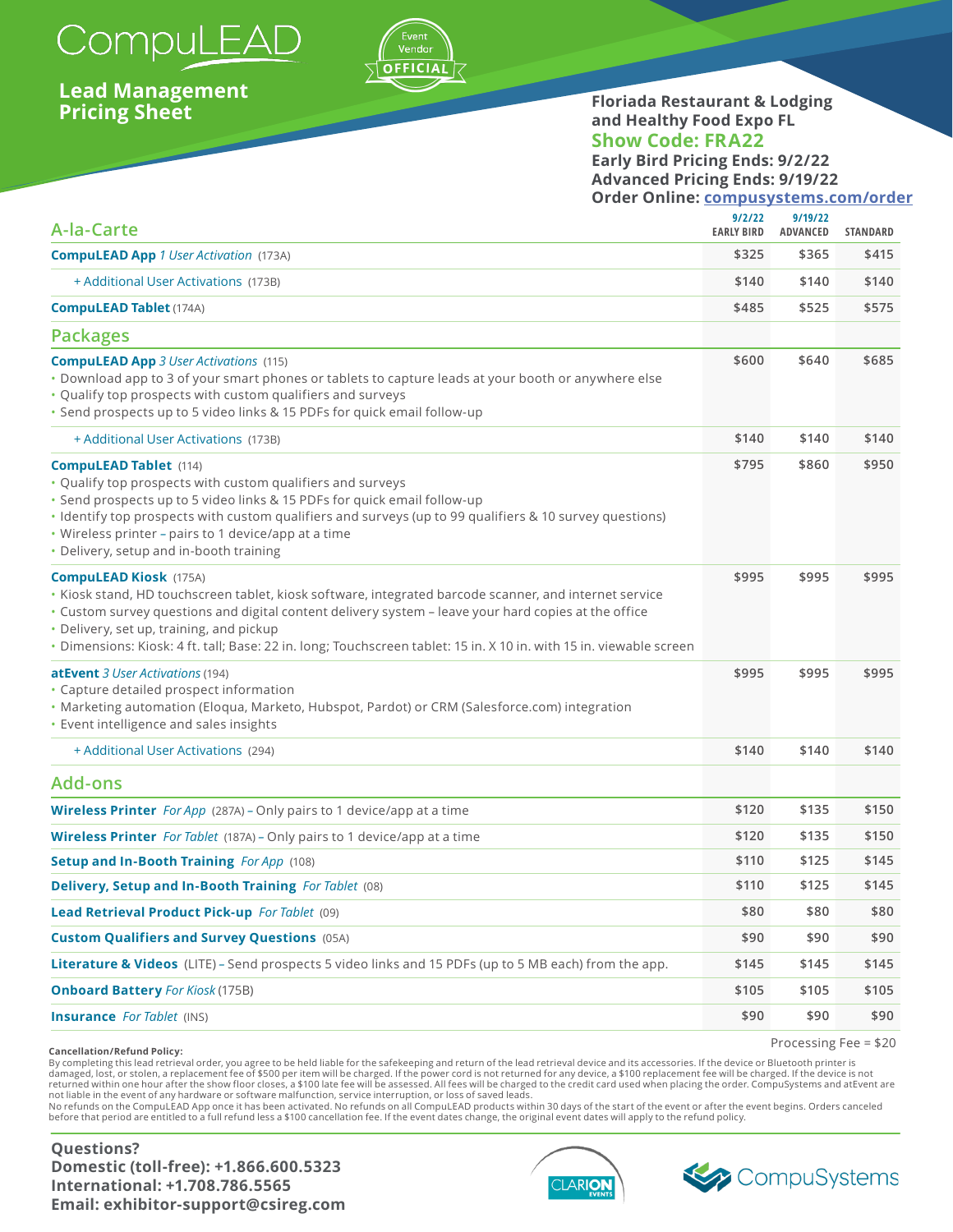# CompuLEAD

Event Vendor OFFICIAL

## Lead Management Pricing Sheet

**Floriada Restaurant & Lodging and Healthy Food Expo FL**
**Show Code: FRA22**
**Early Bird Pricing Ends: 9/2/22**
**Advanced Pricing Ends: 9/19/22**
**Order Online: compusystems.com/order**

| A-la-Carte | 9/2/22 EARLY BIRD | 9/19/22 ADVANCED | STANDARD |
|---|---|---|---|
| **CompuLEAD App** *1 User Activation* (173A) | $325 | $365 | $415 |
| + Additional User Activations (173B) | $140 | $140 | $140 |
| **CompuLEAD Tablet** (174A) | $485 | $525 | $575 |
| **Packages** | | | |
| **CompuLEAD App** *3 User Activations* (115)<br>• Download app to 3 of your smart phones or tablets to capture leads at your booth or anywhere else<br>• Qualify top prospects with custom qualifiers and surveys<br>• Send prospects up to 5 video links & 15 PDFs for quick email follow-up | $600 | $640 | $685 |
| + Additional User Activations (173B) | $140 | $140 | $140 |
| **CompuLEAD Tablet** (114)<br>• Qualify top prospects with custom qualifiers and surveys<br>• Send prospects up to 5 video links & 15 PDFs for quick email follow-up<br>• Identify top prospects with custom qualifiers and surveys (up to 99 qualifiers & 10 survey questions)<br>• Wireless printer – pairs to 1 device/app at a time<br>• Delivery, setup and in-booth training | $795 | $860 | $950 |
| **CompuLEAD Kiosk** (175A)<br>• Kiosk stand, HD touchscreen tablet, kiosk software, integrated barcode scanner, and internet service<br>• Custom survey questions and digital content delivery system – leave your hard copies at the office<br>• Delivery, set up, training, and pickup<br>• Dimensions: Kiosk: 4 ft. tall; Base: 22 in. long; Touchscreen tablet: 15 in. X 10 in. with 15 in. viewable screen | $995 | $995 | $995 |
| **atEvent** *3 User Activations* (194)<br>• Capture detailed prospect information<br>• Marketing automation (Eloqua, Marketo, Hubspot, Pardot) or CRM (Salesforce.com) integration<br>• Event intelligence and sales insights | $995 | $995 | $995 |
| + Additional User Activations (294) | $140 | $140 | $140 |
| **Add-ons** | | | |
| **Wireless Printer** *For App* (287A) – Only pairs to 1 device/app at a time | $120 | $135 | $150 |
| **Wireless Printer** *For Tablet* (187A) – Only pairs to 1 device/app at a time | $120 | $135 | $150 |
| **Setup and In-Booth Training** *For App* (108) | $110 | $125 | $145 |
| **Delivery, Setup and In-Booth Training** *For Tablet* (08) | $110 | $125 | $145 |
| **Lead Retrieval Product Pick-up** *For Tablet* (09) | $80 | $80 | $80 |
| **Custom Qualifiers and Survey Questions** (05A) | $90 | $90 | $90 |
| **Literature & Videos** (LITE) – Send prospects 5 video links and 15 PDFs (up to 5 MB each) from the app. | $145 | $145 | $145 |
| **Onboard Battery** *For Kiosk* (175B) | $105 | $105 | $105 |
| **Insurance** *For Tablet* (INS) | $90 | $90 | $90 |

Processing Fee = $20

**Cancellation/Refund Policy:**
By completing this lead retrieval order, you agree to be held liable for the safekeeping and return of the lead retrieval device and its accessories. If the device or Bluetooth printer is damaged, lost, or stolen, a replacement fee of $500 per item will be charged. If the power cord is not returned for any device, a $100 replacement fee will be charged. If the device is not returned within one hour after the show floor closes, a $100 late fee will be assessed. All fees will be charged to the credit card used when placing the order. CompuSystems and atEvent are not liable in the event of any hardware or software malfunction, service interruption, or loss of saved leads.
No refunds on the CompuLEAD App once it has been activated. No refunds on all CompuLEAD products within 30 days of the start of the event or after the event begins. Orders canceled before that period are entitled to a full refund less a $100 cancellation fee. If the event dates change, the original event dates will apply to the refund policy.

**Questions?**
**Domestic (toll-free): +1.866.600.5323**
**International: +1.708.786.5565**
**Email: exhibitor-support@csireg.com**

CLARION EVENTS

CompuSystems